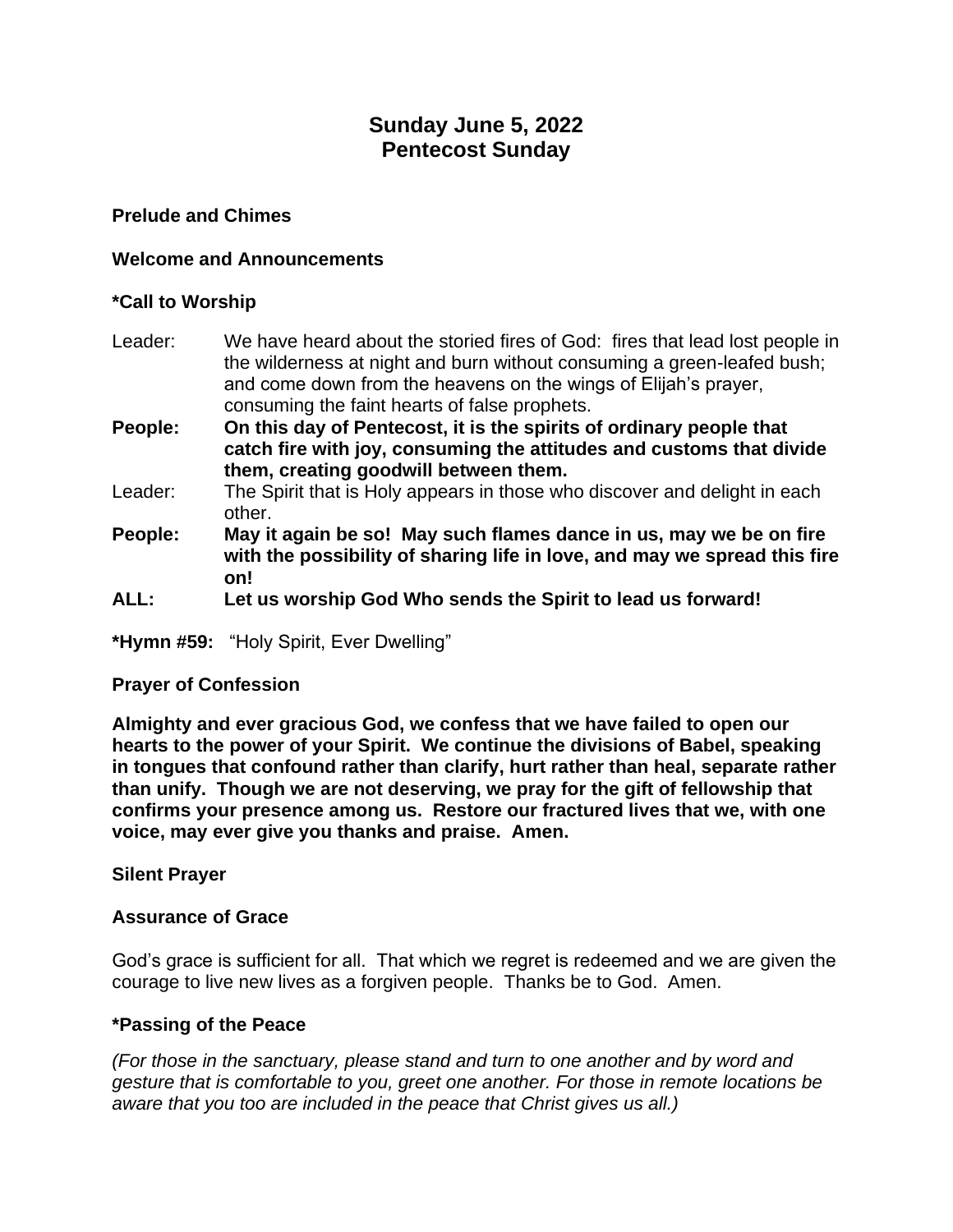# Sunday June 5, 2022
# Pentecost Sunday

**Prelude and Chimes**

**Welcome and Announcements**

**\*Call to Worship**

Leader: We have heard about the storied fires of God: fires that lead lost people in the wilderness at night and burn without consuming a green-leafed bush; and come down from the heavens on the wings of Elijah's prayer, consuming the faint hearts of false prophets.

**People: On this day of Pentecost, it is the spirits of ordinary people that catch fire with joy, consuming the attitudes and customs that divide them, creating goodwill between them.**

Leader: The Spirit that is Holy appears in those who discover and delight in each other.

**People: May it again be so! May such flames dance in us, may we be on fire with the possibility of sharing life in love, and may we spread this fire on!**

**ALL: Let us worship God Who sends the Spirit to lead us forward!**

**\*Hymn #59:** "Holy Spirit, Ever Dwelling"

**Prayer of Confession**

**Almighty and ever gracious God, we confess that we have failed to open our hearts to the power of your Spirit. We continue the divisions of Babel, speaking in tongues that confound rather than clarify, hurt rather than heal, separate rather than unify. Though we are not deserving, we pray for the gift of fellowship that confirms your presence among us. Restore our fractured lives that we, with one voice, may ever give you thanks and praise. Amen.**

**Silent Prayer**

**Assurance of Grace**

God's grace is sufficient for all. That which we regret is redeemed and we are given the courage to live new lives as a forgiven people. Thanks be to God. Amen.

**\*Passing of the Peace**

*(For those in the sanctuary, please stand and turn to one another and by word and gesture that is comfortable to you, greet one another. For those in remote locations be aware that you too are included in the peace that Christ gives us all.)*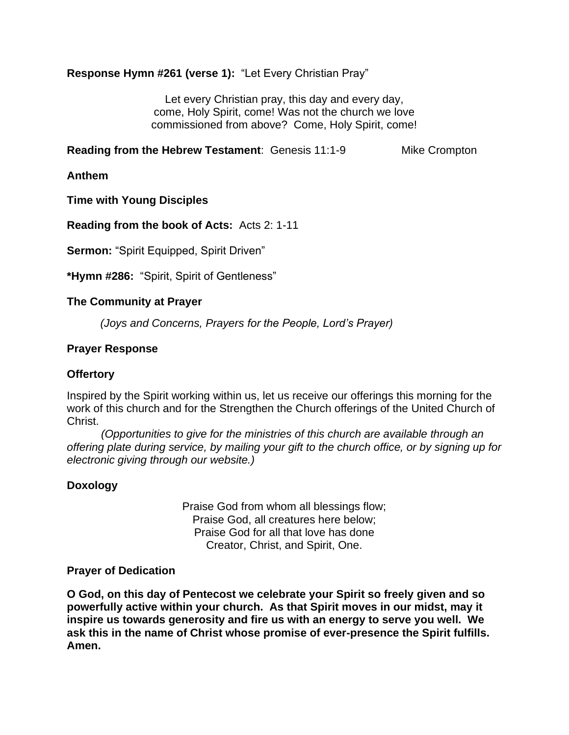**Response Hymn #261 (verse 1):** “Let Every Christian Pray”

Let every Christian pray, this day and every day,
come, Holy Spirit, come! Was not the church we love
commissioned from above? Come, Holy Spirit, come!

**Reading from the Hebrew Testament**: Genesis 11:1-9 Mike Crompton

**Anthem**

**Time with Young Disciples**

**Reading from the book of Acts:** Acts 2: 1-11

**Sermon:** “Spirit Equipped, Spirit Driven”

***Hymn #286:** “Spirit, Spirit of Gentleness”

**The Community at Prayer**

*(Joys and Concerns, Prayers for the People, Lord’s Prayer)*

**Prayer Response**

**Offertory**

Inspired by the Spirit working within us, let us receive our offerings this morning for the work of this church and for the Strengthen the Church offerings of the United Church of Christ.

*(Opportunities to give for the ministries of this church are available through an offering plate during service, by mailing your gift to the church office, or by signing up for electronic giving through our website.)*

**Doxology**

Praise God from whom all blessings flow;
Praise God, all creatures here below;
Praise God for all that love has done
Creator, Christ, and Spirit, One.

**Prayer of Dedication**

**O God, on this day of Pentecost we celebrate your Spirit so freely given and so powerfully active within your church. As that Spirit moves in our midst, may it inspire us towards generosity and fire us with an energy to serve you well. We ask this in the name of Christ whose promise of ever-presence the Spirit fulfills. Amen.**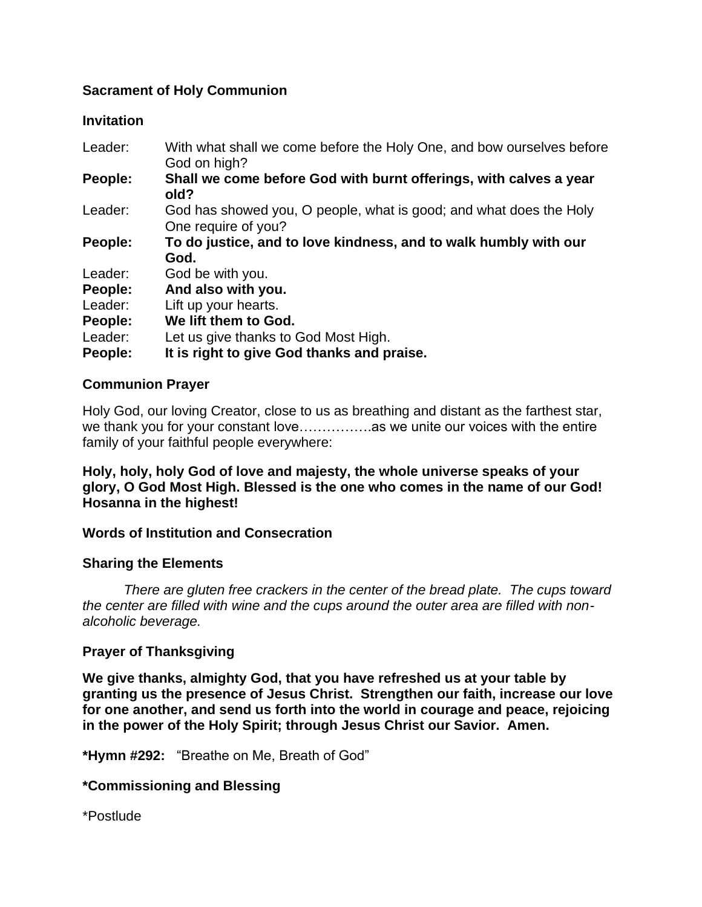**Sacrament of Holy Communion**

**Invitation**

| | |
|---|---|
| Leader: | With what shall we come before the Holy One, and bow ourselves before God on high? |
| **People:** | **Shall we come before God with burnt offerings, with calves a year old?** |
| Leader: | God has showed you, O people, what is good; and what does the Holy One require of you? |
| **People:** | **To do justice, and to love kindness, and to walk humbly with our God.** |
| Leader: | God be with you. |
| **People:** | **And also with you.** |
| Leader: | Lift up your hearts. |
| **People:** | **We lift them to God.** |
| Leader: | Let us give thanks to God Most High. |
| **People:** | **It is right to give God thanks and praise.** |

**Communion Prayer**

Holy God, our loving Creator, close to us as breathing and distant as the farthest star, we thank you for your constant love…………….as we unite our voices with the entire family of your faithful people everywhere:

**Holy, holy, holy God of love and majesty, the whole universe speaks of your glory, O God Most High. Blessed is the one who comes in the name of our God! Hosanna in the highest!**

**Words of Institution and Consecration**

**Sharing the Elements**

*There are gluten free crackers in the center of the bread plate. The cups toward the center are filled with wine and the cups around the outer area are filled with non-alcoholic beverage.*

**Prayer of Thanksgiving**

**We give thanks, almighty God, that you have refreshed us at your table by granting us the presence of Jesus Christ. Strengthen our faith, increase our love for one another, and send us forth into the world in courage and peace, rejoicing in the power of the Holy Spirit; through Jesus Christ our Savior. Amen.**

**\*Hymn #292:** "Breathe on Me, Breath of God"

**\*Commissioning and Blessing**

\*Postlude